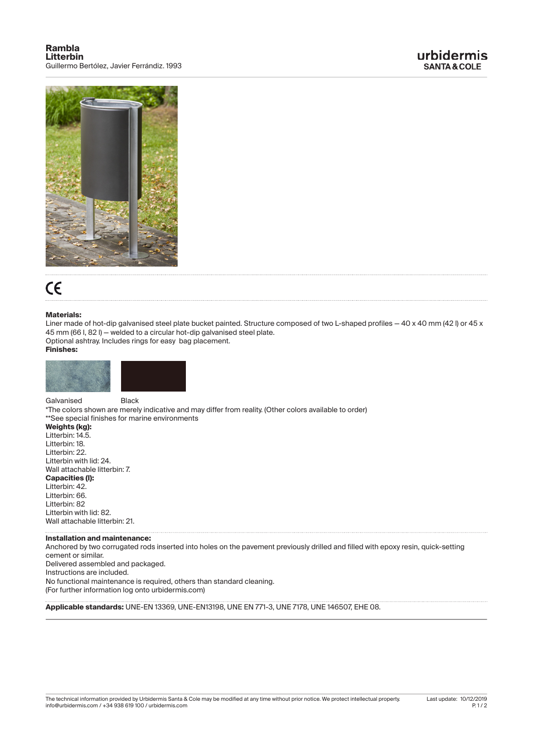# Rambla
## Litterbin

Guillermo Bertólez, Javier Ferrándiz. 1993

urbidermis
SANTA & COLE

CE

**Materials:**
Liner made of hot-dip galvanised steel plate bucket painted. Structure composed of two L-shaped profiles — 40 x 40 mm (42 l) or 45 x 45 mm (66 l, 82 l) — welded to a circular hot-dip galvanised steel plate.
Optional ashtray. Includes rings for easy bag placement.

**Finishes:**

Galvanised   Black

*The colors shown are merely indicative and may differ from reality. (Other colors available to order)
**See special finishes for marine environments

**Weights (kg):**
Litterbin: 14.5.
Litterbin: 18.
Litterbin: 22.
Litterbin with lid: 24.
Wall attachable litterbin: 7.

**Capacities (l):**
Litterbin: 42.
Litterbin: 66.
Litterbin: 82
Litterbin with lid: 82.
Wall attachable litterbin: 21.

**Installation and maintenance:**
Anchored by two corrugated rods inserted into holes on the pavement previously drilled and filled with epoxy resin, quick-setting cement or similar.
Delivered assembled and packaged.
Instructions are included.
No functional maintenance is required, others than standard cleaning.
(For further information log onto urbidermis.com)

**Applicable standards:** UNE-EN 13369, UNE-EN13198, UNE EN 771-3, UNE 7178, UNE 146507, EHE 08.

The technical information provided by Urbidermis Santa & Cole may be modified at any time without prior notice. We protect intellectual property.
info@urbidermis.com / +34 938 619 100 / urbidermis.com

Last update: 10/12/2019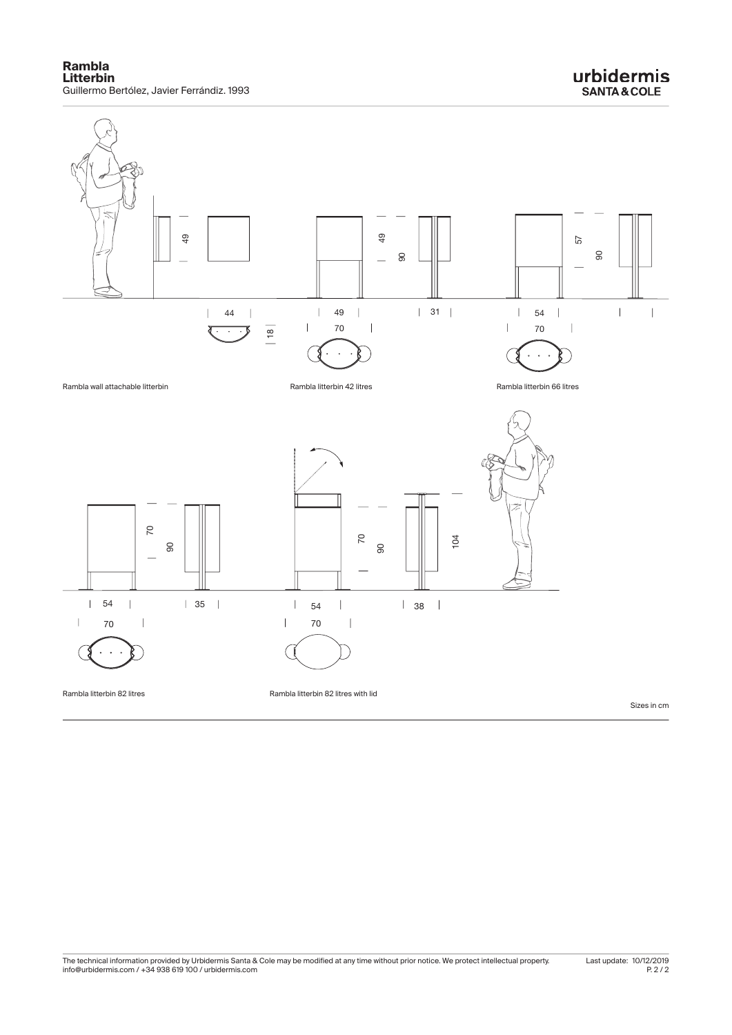**Rambla**
**Litterbin**
Guillermo Bertólez, Javier Ferrándiz. 1993

49

44

18

Rambla wall attachable litterbin

49

90

49

70

31

Rambla litterbin 42 litres

57

90

54

70

Rambla litterbin 66 litres

70

90

54

70

35

Rambla litterbin 82 litres

70

90

104

54

70

38

Rambla litterbin 82 litres with lid

Sizes in cm

The technical information provided by Urbidermis Santa & Cole may be modified at any time without prior notice. We protect intellectual property.
info@urbidermis.com / +34 938 619 100 / urbidermis.com

Last update: 10/12/2019